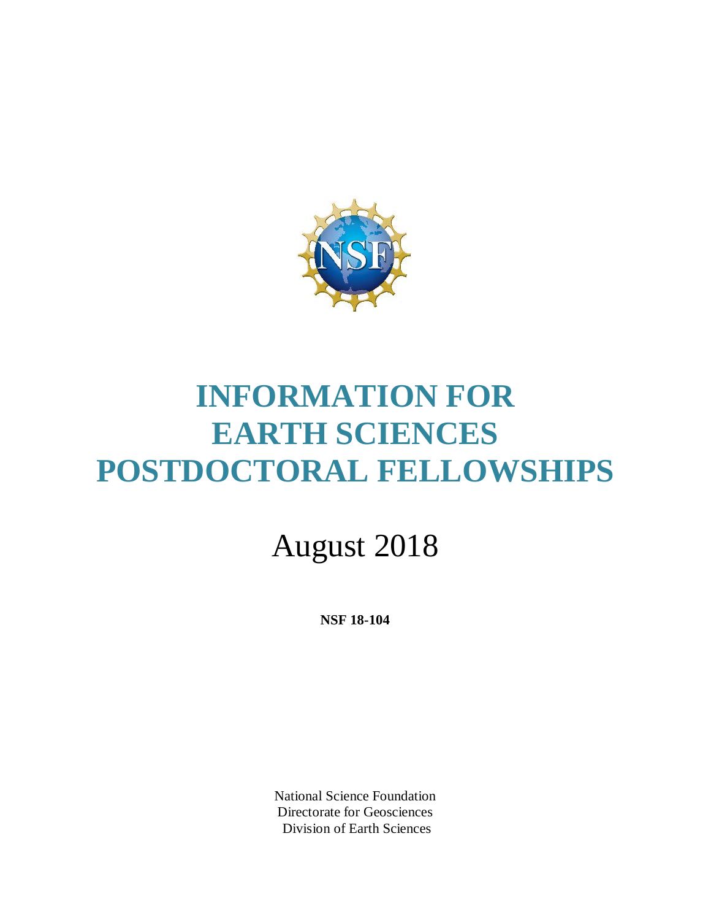# INFORMATION FOR EARTH SCIENCES POSTDOCTORAL FELLOWSHIPS

August 2018

**NSF 18-104**

National Science Foundation
Directorate for Geosciences
Division of Earth Sciences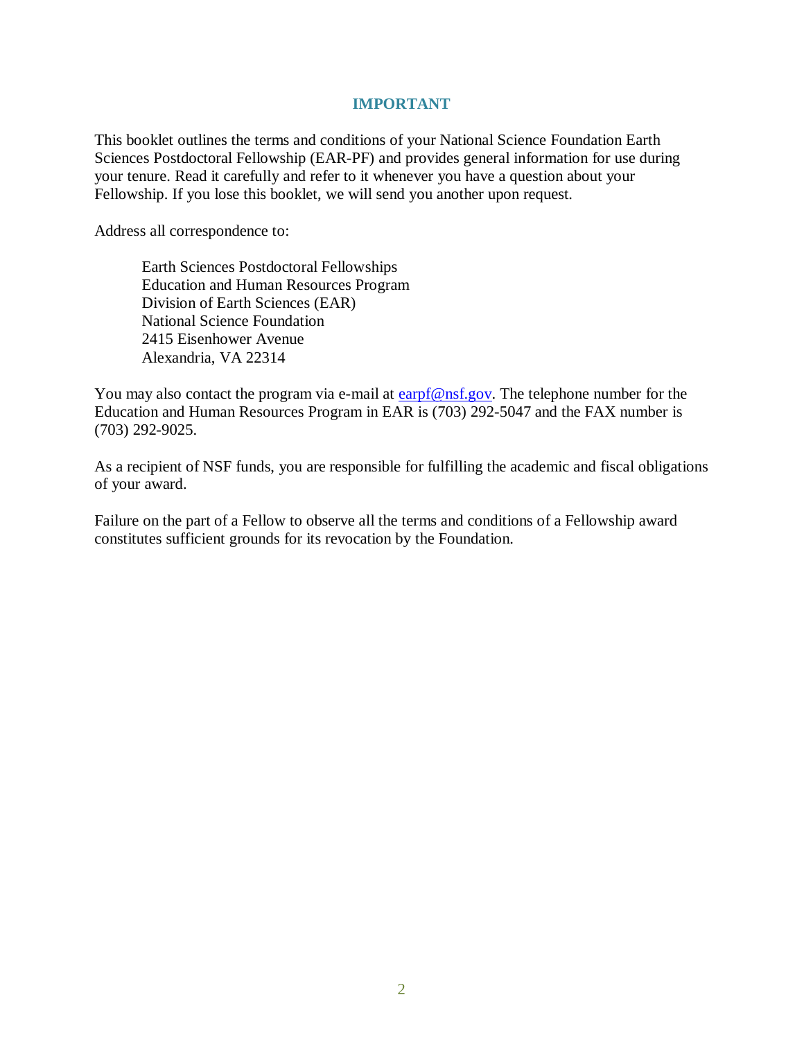## IMPORTANT

This booklet outlines the terms and conditions of your National Science Foundation Earth Sciences Postdoctoral Fellowship (EAR-PF) and provides general information for use during your tenure. Read it carefully and refer to it whenever you have a question about your Fellowship. If you lose this booklet, we will send you another upon request.

Address all correspondence to:

> Earth Sciences Postdoctoral Fellowships
> Education and Human Resources Program
> Division of Earth Sciences (EAR)
> National Science Foundation
> 2415 Eisenhower Avenue
> Alexandria, VA 22314

You may also contact the program via e-mail at earpf@nsf.gov. The telephone number for the Education and Human Resources Program in EAR is (703) 292-5047 and the FAX number is (703) 292-9025.

As a recipient of NSF funds, you are responsible for fulfilling the academic and fiscal obligations of your award.

Failure on the part of a Fellow to observe all the terms and conditions of a Fellowship award constitutes sufficient grounds for its revocation by the Foundation.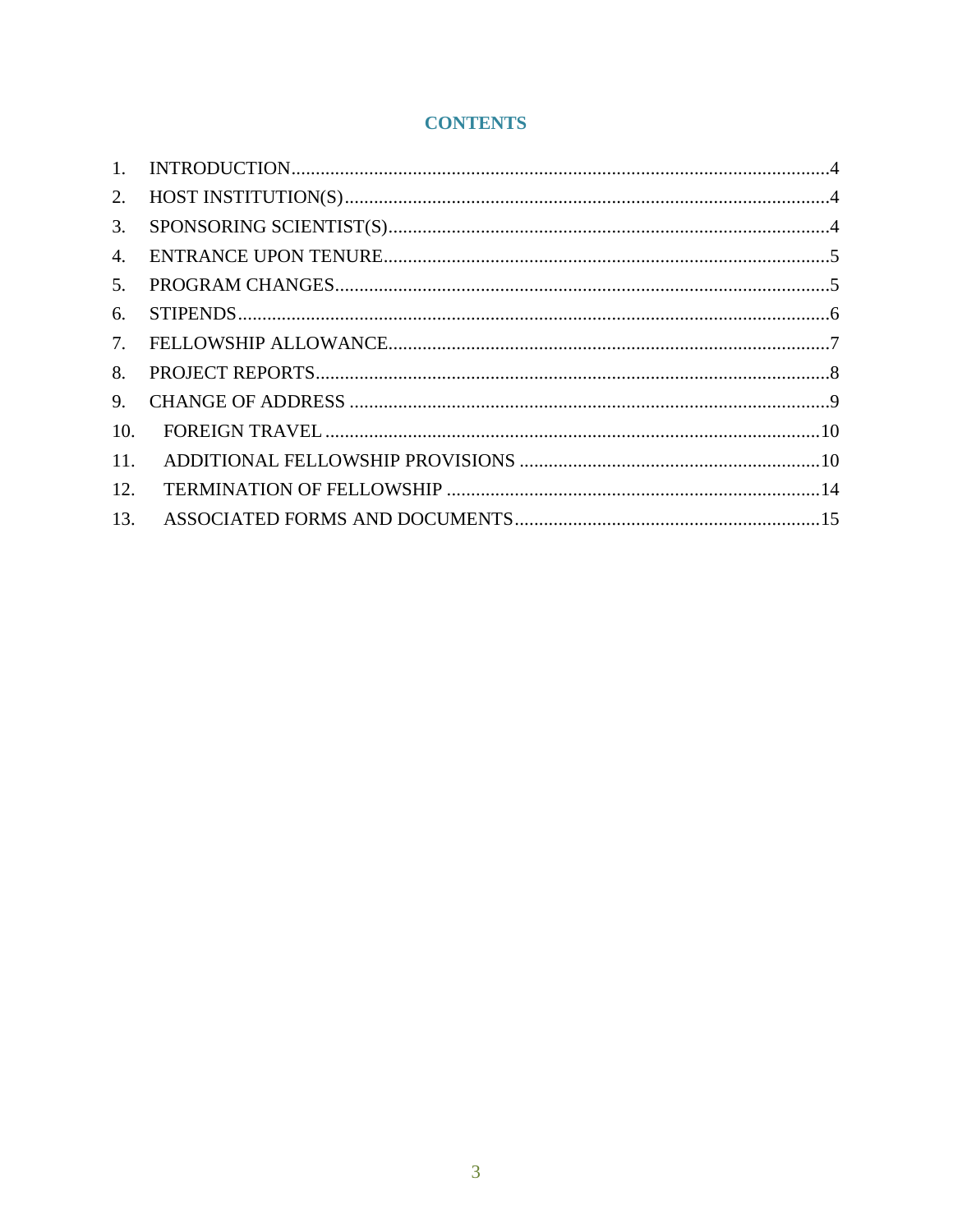## CONTENTS

1. INTRODUCTION....................4
2. HOST INSTITUTION(S)....................4
3. SPONSORING SCIENTIST(S)....................4
4. ENTRANCE UPON TENURE....................5
5. PROGRAM CHANGES....................5
6. STIPENDS....................6
7. FELLOWSHIP ALLOWANCE....................7
8. PROJECT REPORTS....................8
9. CHANGE OF ADDRESS....................9
10. FOREIGN TRAVEL....................10
11. ADDITIONAL FELLOWSHIP PROVISIONS....................10
12. TERMINATION OF FELLOWSHIP....................14
13. ASSOCIATED FORMS AND DOCUMENTS....................15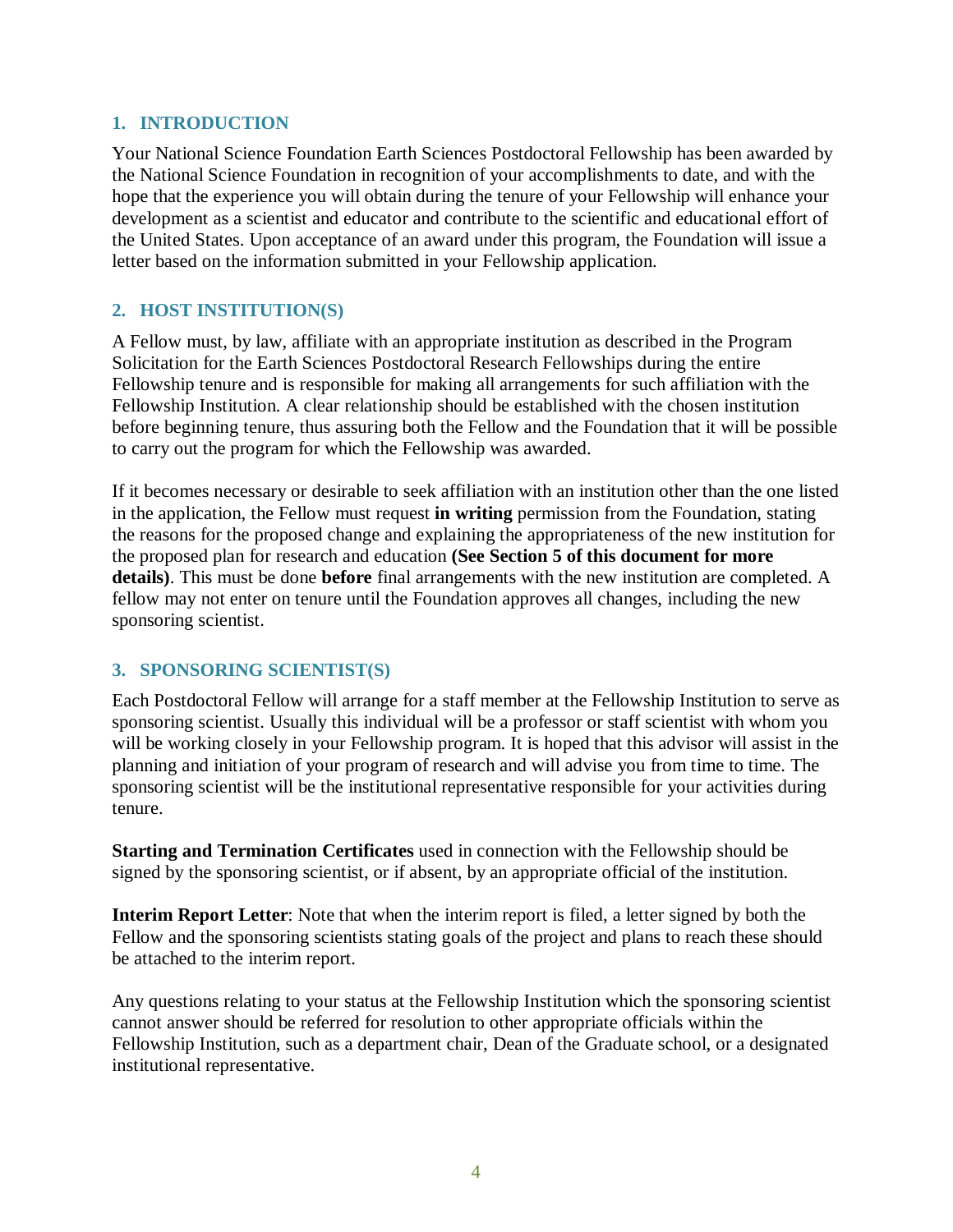## 1. INTRODUCTION

Your National Science Foundation Earth Sciences Postdoctoral Fellowship has been awarded by the National Science Foundation in recognition of your accomplishments to date, and with the hope that the experience you will obtain during the tenure of your Fellowship will enhance your development as a scientist and educator and contribute to the scientific and educational effort of the United States. Upon acceptance of an award under this program, the Foundation will issue a letter based on the information submitted in your Fellowship application.

## 2. HOST INSTITUTION(S)

A Fellow must, by law, affiliate with an appropriate institution as described in the Program Solicitation for the Earth Sciences Postdoctoral Research Fellowships during the entire Fellowship tenure and is responsible for making all arrangements for such affiliation with the Fellowship Institution. A clear relationship should be established with the chosen institution before beginning tenure, thus assuring both the Fellow and the Foundation that it will be possible to carry out the program for which the Fellowship was awarded.

If it becomes necessary or desirable to seek affiliation with an institution other than the one listed in the application, the Fellow must request **in writing** permission from the Foundation, stating the reasons for the proposed change and explaining the appropriateness of the new institution for the proposed plan for research and education **(See Section 5 of this document for more details)**. This must be done **before** final arrangements with the new institution are completed. A fellow may not enter on tenure until the Foundation approves all changes, including the new sponsoring scientist.

## 3. SPONSORING SCIENTIST(S)

Each Postdoctoral Fellow will arrange for a staff member at the Fellowship Institution to serve as sponsoring scientist. Usually this individual will be a professor or staff scientist with whom you will be working closely in your Fellowship program. It is hoped that this advisor will assist in the planning and initiation of your program of research and will advise you from time to time. The sponsoring scientist will be the institutional representative responsible for your activities during tenure.

**Starting and Termination Certificates** used in connection with the Fellowship should be signed by the sponsoring scientist, or if absent, by an appropriate official of the institution.

**Interim Report Letter**: Note that when the interim report is filed, a letter signed by both the Fellow and the sponsoring scientists stating goals of the project and plans to reach these should be attached to the interim report.

Any questions relating to your status at the Fellowship Institution which the sponsoring scientist cannot answer should be referred for resolution to other appropriate officials within the Fellowship Institution, such as a department chair, Dean of the Graduate school, or a designated institutional representative.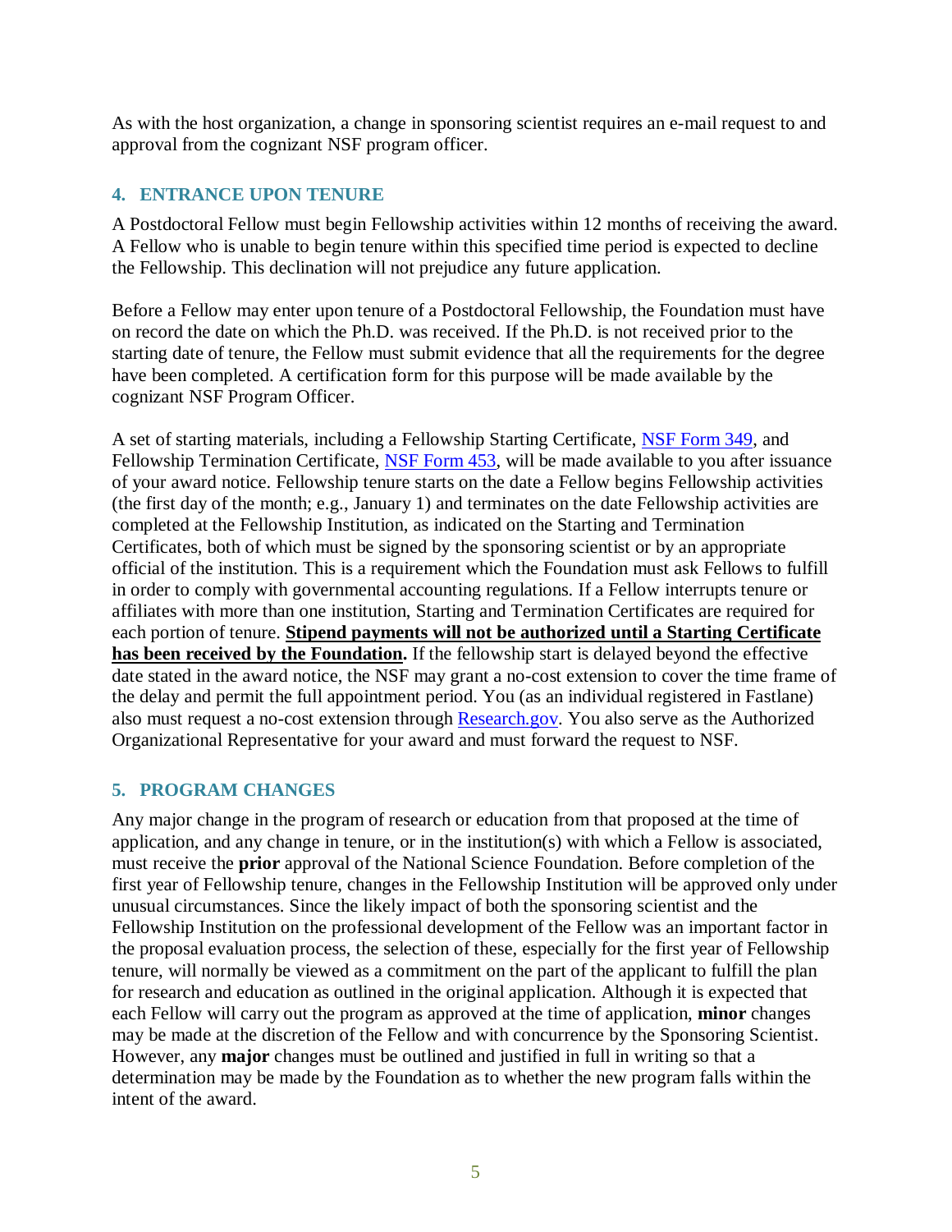As with the host organization, a change in sponsoring scientist requires an e-mail request to and approval from the cognizant NSF program officer.

## 4. ENTRANCE UPON TENURE

A Postdoctoral Fellow must begin Fellowship activities within 12 months of receiving the award. A Fellow who is unable to begin tenure within this specified time period is expected to decline the Fellowship. This declination will not prejudice any future application.

Before a Fellow may enter upon tenure of a Postdoctoral Fellowship, the Foundation must have on record the date on which the Ph.D. was received. If the Ph.D. is not received prior to the starting date of tenure, the Fellow must submit evidence that all the requirements for the degree have been completed. A certification form for this purpose will be made available by the cognizant NSF Program Officer.

A set of starting materials, including a Fellowship Starting Certificate, NSF Form 349, and Fellowship Termination Certificate, NSF Form 453, will be made available to you after issuance of your award notice. Fellowship tenure starts on the date a Fellow begins Fellowship activities (the first day of the month; e.g., January 1) and terminates on the date Fellowship activities are completed at the Fellowship Institution, as indicated on the Starting and Termination Certificates, both of which must be signed by the sponsoring scientist or by an appropriate official of the institution. This is a requirement which the Foundation must ask Fellows to fulfill in order to comply with governmental accounting regulations. If a Fellow interrupts tenure or affiliates with more than one institution, Starting and Termination Certificates are required for each portion of tenure. **Stipend payments will not be authorized until a Starting Certificate has been received by the Foundation.** If the fellowship start is delayed beyond the effective date stated in the award notice, the NSF may grant a no-cost extension to cover the time frame of the delay and permit the full appointment period. You (as an individual registered in Fastlane) also must request a no-cost extension through Research.gov. You also serve as the Authorized Organizational Representative for your award and must forward the request to NSF.

## 5. PROGRAM CHANGES

Any major change in the program of research or education from that proposed at the time of application, and any change in tenure, or in the institution(s) with which a Fellow is associated, must receive the **prior** approval of the National Science Foundation. Before completion of the first year of Fellowship tenure, changes in the Fellowship Institution will be approved only under unusual circumstances. Since the likely impact of both the sponsoring scientist and the Fellowship Institution on the professional development of the Fellow was an important factor in the proposal evaluation process, the selection of these, especially for the first year of Fellowship tenure, will normally be viewed as a commitment on the part of the applicant to fulfill the plan for research and education as outlined in the original application. Although it is expected that each Fellow will carry out the program as approved at the time of application, **minor** changes may be made at the discretion of the Fellow and with concurrence by the Sponsoring Scientist. However, any **major** changes must be outlined and justified in full in writing so that a determination may be made by the Foundation as to whether the new program falls within the intent of the award.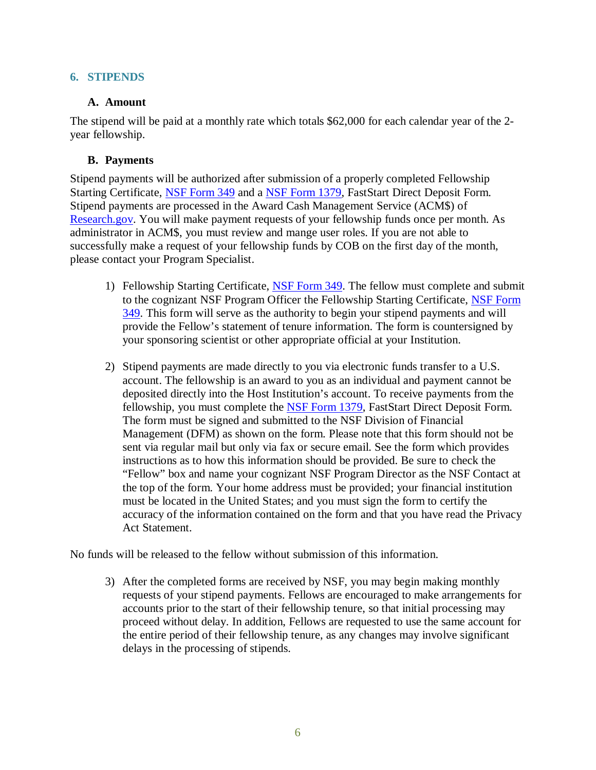## 6. STIPENDS

### A. Amount

The stipend will be paid at a monthly rate which totals $62,000 for each calendar year of the 2-year fellowship.

### B. Payments

Stipend payments will be authorized after submission of a properly completed Fellowship Starting Certificate, NSF Form 349 and a NSF Form 1379, FastStart Direct Deposit Form. Stipend payments are processed in the Award Cash Management Service (ACM$) of Research.gov. You will make payment requests of your fellowship funds once per month. As administrator in ACM$, you must review and mange user roles. If you are not able to successfully make a request of your fellowship funds by COB on the first day of the month, please contact your Program Specialist.

1) Fellowship Starting Certificate, NSF Form 349. The fellow must complete and submit to the cognizant NSF Program Officer the Fellowship Starting Certificate, NSF Form 349. This form will serve as the authority to begin your stipend payments and will provide the Fellow's statement of tenure information. The form is countersigned by your sponsoring scientist or other appropriate official at your Institution.

2) Stipend payments are made directly to you via electronic funds transfer to a U.S. account. The fellowship is an award to you as an individual and payment cannot be deposited directly into the Host Institution's account. To receive payments from the fellowship, you must complete the NSF Form 1379, FastStart Direct Deposit Form. The form must be signed and submitted to the NSF Division of Financial Management (DFM) as shown on the form. Please note that this form should not be sent via regular mail but only via fax or secure email. See the form which provides instructions as to how this information should be provided. Be sure to check the "Fellow" box and name your cognizant NSF Program Director as the NSF Contact at the top of the form. Your home address must be provided; your financial institution must be located in the United States; and you must sign the form to certify the accuracy of the information contained on the form and that you have read the Privacy Act Statement.

No funds will be released to the fellow without submission of this information.

3) After the completed forms are received by NSF, you may begin making monthly requests of your stipend payments. Fellows are encouraged to make arrangements for accounts prior to the start of their fellowship tenure, so that initial processing may proceed without delay. In addition, Fellows are requested to use the same account for the entire period of their fellowship tenure, as any changes may involve significant delays in the processing of stipends.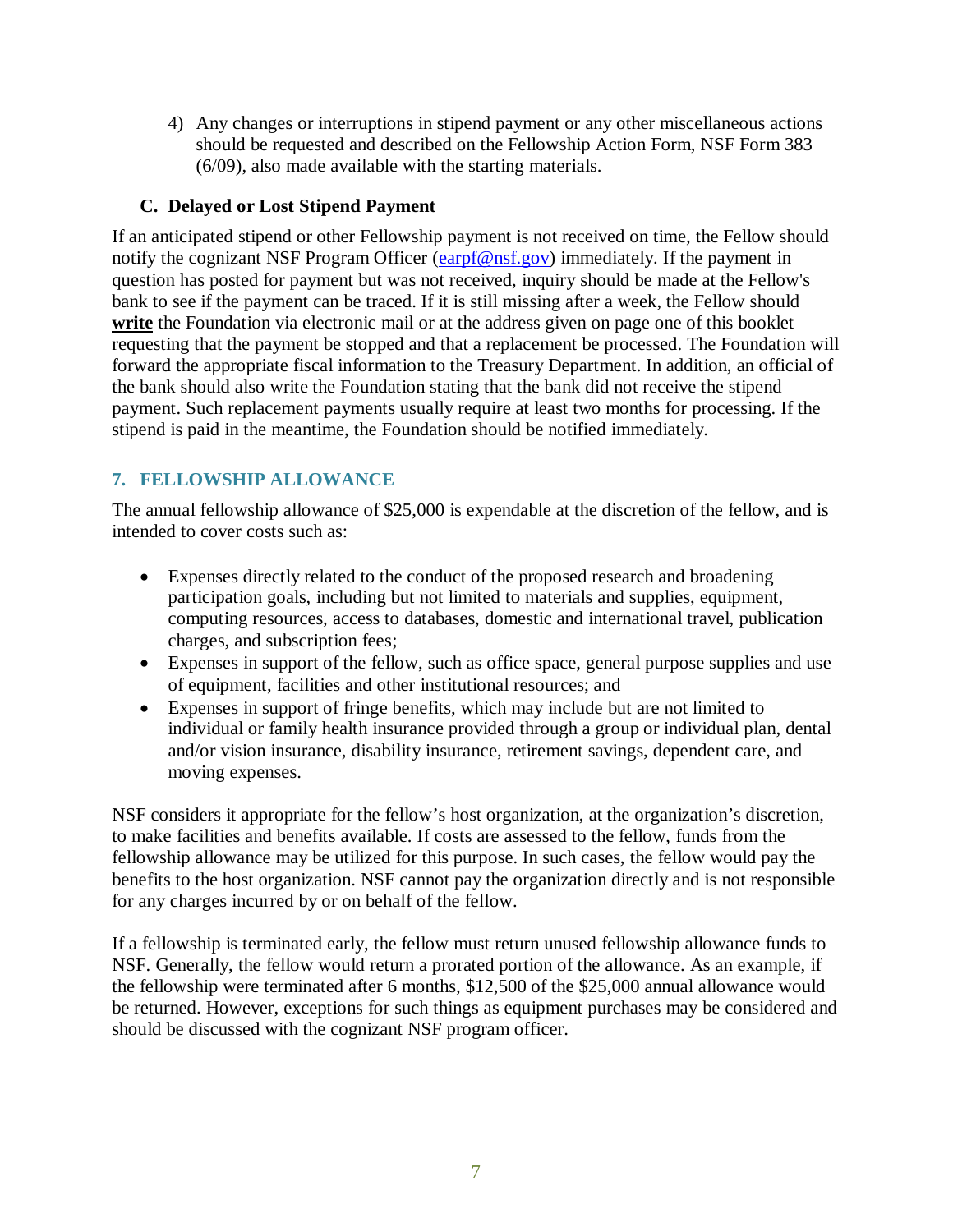4) Any changes or interruptions in stipend payment or any other miscellaneous actions should be requested and described on the Fellowship Action Form, NSF Form 383 (6/09), also made available with the starting materials.

### C. Delayed or Lost Stipend Payment

If an anticipated stipend or other Fellowship payment is not received on time, the Fellow should notify the cognizant NSF Program Officer ([earpf@nsf.gov](mailto:earpf@nsf.gov)) immediately. If the payment in question has posted for payment but was not received, inquiry should be made at the Fellow's bank to see if the payment can be traced. If it is still missing after a week, the Fellow should **write** the Foundation via electronic mail or at the address given on page one of this booklet requesting that the payment be stopped and that a replacement be processed. The Foundation will forward the appropriate fiscal information to the Treasury Department. In addition, an official of the bank should also write the Foundation stating that the bank did not receive the stipend payment. Such replacement payments usually require at least two months for processing. If the stipend is paid in the meantime, the Foundation should be notified immediately.

## 7. FELLOWSHIP ALLOWANCE

The annual fellowship allowance of $25,000 is expendable at the discretion of the fellow, and is intended to cover costs such as:

- Expenses directly related to the conduct of the proposed research and broadening participation goals, including but not limited to materials and supplies, equipment, computing resources, access to databases, domestic and international travel, publication charges, and subscription fees;
- Expenses in support of the fellow, such as office space, general purpose supplies and use of equipment, facilities and other institutional resources; and
- Expenses in support of fringe benefits, which may include but are not limited to individual or family health insurance provided through a group or individual plan, dental and/or vision insurance, disability insurance, retirement savings, dependent care, and moving expenses.

NSF considers it appropriate for the fellow's host organization, at the organization's discretion, to make facilities and benefits available. If costs are assessed to the fellow, funds from the fellowship allowance may be utilized for this purpose. In such cases, the fellow would pay the benefits to the host organization. NSF cannot pay the organization directly and is not responsible for any charges incurred by or on behalf of the fellow.

If a fellowship is terminated early, the fellow must return unused fellowship allowance funds to NSF. Generally, the fellow would return a prorated portion of the allowance. As an example, if the fellowship were terminated after 6 months, $12,500 of the $25,000 annual allowance would be returned. However, exceptions for such things as equipment purchases may be considered and should be discussed with the cognizant NSF program officer.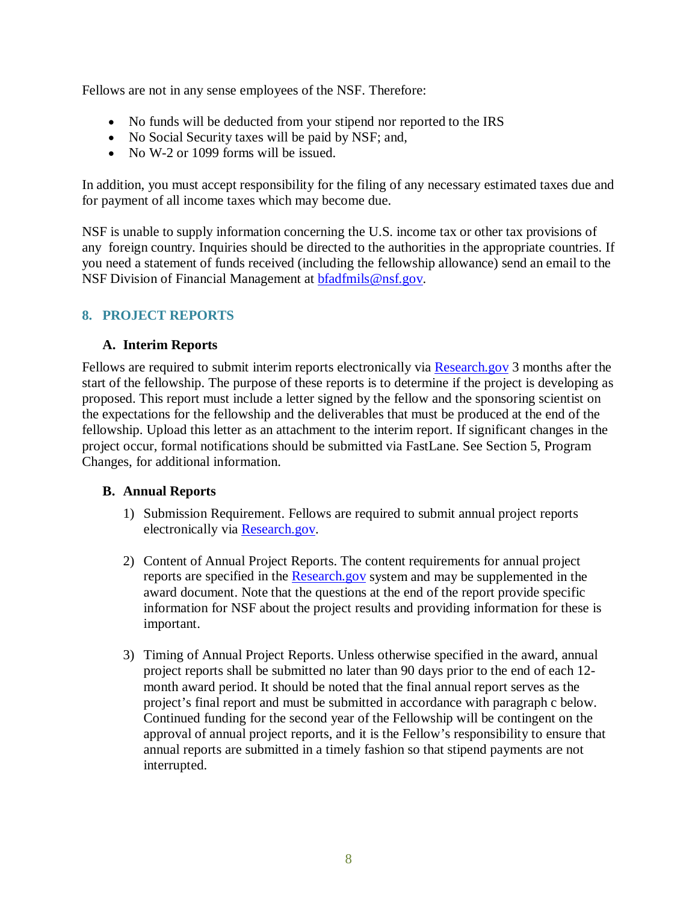Fellows are not in any sense employees of the NSF. Therefore:

- No funds will be deducted from your stipend nor reported to the IRS
- No Social Security taxes will be paid by NSF; and,
- No W-2 or 1099 forms will be issued.

In addition, you must accept responsibility for the filing of any necessary estimated taxes due and for payment of all income taxes which may become due.

NSF is unable to supply information concerning the U.S. income tax or other tax provisions of any foreign country. Inquiries should be directed to the authorities in the appropriate countries. If you need a statement of funds received (including the fellowship allowance) send an email to the NSF Division of Financial Management at [bfadfmils@nsf.gov](mailto:bfadfmils@nsf.gov).

## 8. PROJECT REPORTS

### A. Interim Reports

Fellows are required to submit interim reports electronically via [Research.gov](https://www.research.gov) 3 months after the start of the fellowship. The purpose of these reports is to determine if the project is developing as proposed. This report must include a letter signed by the fellow and the sponsoring scientist on the expectations for the fellowship and the deliverables that must be produced at the end of the fellowship. Upload this letter as an attachment to the interim report. If significant changes in the project occur, formal notifications should be submitted via FastLane. See Section 5, Program Changes, for additional information.

### B. Annual Reports

1) Submission Requirement. Fellows are required to submit annual project reports electronically via [Research.gov](https://www.research.gov).

2) Content of Annual Project Reports. The content requirements for annual project reports are specified in the [Research.gov](https://www.research.gov) system and may be supplemented in the award document. Note that the questions at the end of the report provide specific information for NSF about the project results and providing information for these is important.

3) Timing of Annual Project Reports. Unless otherwise specified in the award, annual project reports shall be submitted no later than 90 days prior to the end of each 12-month award period. It should be noted that the final annual report serves as the project's final report and must be submitted in accordance with paragraph c below. Continued funding for the second year of the Fellowship will be contingent on the approval of annual project reports, and it is the Fellow's responsibility to ensure that annual reports are submitted in a timely fashion so that stipend payments are not interrupted.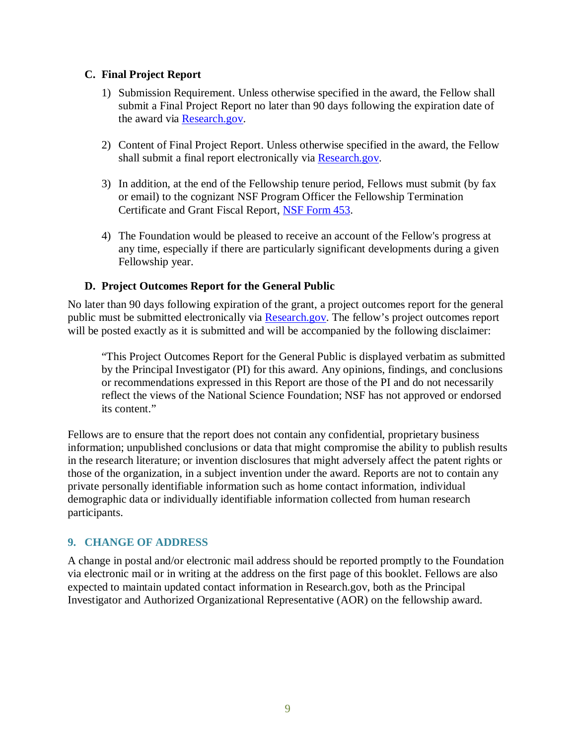### C. Final Project Report

1) Submission Requirement. Unless otherwise specified in the award, the Fellow shall submit a Final Project Report no later than 90 days following the expiration date of the award via [Research.gov](Research.gov).

2) Content of Final Project Report. Unless otherwise specified in the award, the Fellow shall submit a final report electronically via [Research.gov](Research.gov).

3) In addition, at the end of the Fellowship tenure period, Fellows must submit (by fax or email) to the cognizant NSF Program Officer the Fellowship Termination Certificate and Grant Fiscal Report, [NSF Form 453](NSF Form 453).

4) The Foundation would be pleased to receive an account of the Fellow's progress at any time, especially if there are particularly significant developments during a given Fellowship year.

### D. Project Outcomes Report for the General Public

No later than 90 days following expiration of the grant, a project outcomes report for the general public must be submitted electronically via [Research.gov](Research.gov). The fellow's project outcomes report will be posted exactly as it is submitted and will be accompanied by the following disclaimer:

> "This Project Outcomes Report for the General Public is displayed verbatim as submitted by the Principal Investigator (PI) for this award. Any opinions, findings, and conclusions or recommendations expressed in this Report are those of the PI and do not necessarily reflect the views of the National Science Foundation; NSF has not approved or endorsed its content."

Fellows are to ensure that the report does not contain any confidential, proprietary business information; unpublished conclusions or data that might compromise the ability to publish results in the research literature; or invention disclosures that might adversely affect the patent rights or those of the organization, in a subject invention under the award. Reports are not to contain any private personally identifiable information such as home contact information, individual demographic data or individually identifiable information collected from human research participants.

## 9. CHANGE OF ADDRESS

A change in postal and/or electronic mail address should be reported promptly to the Foundation via electronic mail or in writing at the address on the first page of this booklet. Fellows are also expected to maintain updated contact information in Research.gov, both as the Principal Investigator and Authorized Organizational Representative (AOR) on the fellowship award.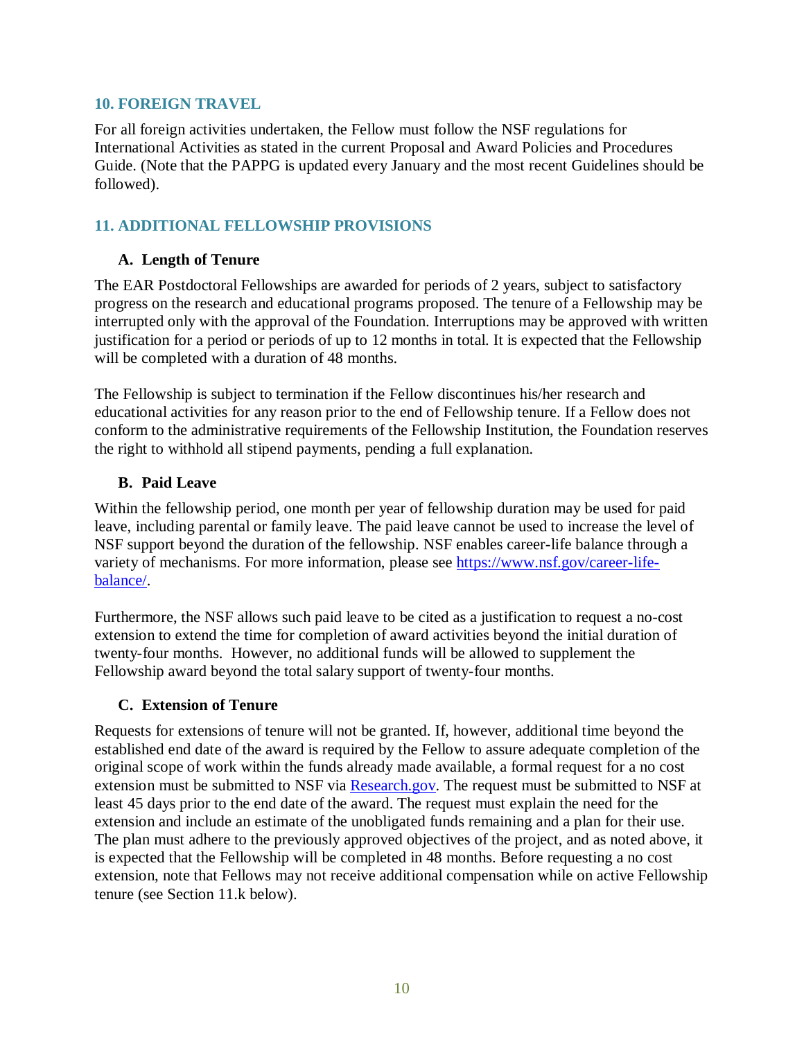## 10. FOREIGN TRAVEL

For all foreign activities undertaken, the Fellow must follow the NSF regulations for International Activities as stated in the current Proposal and Award Policies and Procedures Guide. (Note that the PAPPG is updated every January and the most recent Guidelines should be followed).

## 11. ADDITIONAL FELLOWSHIP PROVISIONS

### A. Length of Tenure

The EAR Postdoctoral Fellowships are awarded for periods of 2 years, subject to satisfactory progress on the research and educational programs proposed. The tenure of a Fellowship may be interrupted only with the approval of the Foundation. Interruptions may be approved with written justification for a period or periods of up to 12 months in total. It is expected that the Fellowship will be completed with a duration of 48 months.

The Fellowship is subject to termination if the Fellow discontinues his/her research and educational activities for any reason prior to the end of Fellowship tenure. If a Fellow does not conform to the administrative requirements of the Fellowship Institution, the Foundation reserves the right to withhold all stipend payments, pending a full explanation.

### B. Paid Leave

Within the fellowship period, one month per year of fellowship duration may be used for paid leave, including parental or family leave. The paid leave cannot be used to increase the level of NSF support beyond the duration of the fellowship. NSF enables career-life balance through a variety of mechanisms. For more information, please see [https://www.nsf.gov/career-life-balance/](https://www.nsf.gov/career-life-balance/).

Furthermore, the NSF allows such paid leave to be cited as a justification to request a no-cost extension to extend the time for completion of award activities beyond the initial duration of twenty-four months. However, no additional funds will be allowed to supplement the Fellowship award beyond the total salary support of twenty-four months.

### C. Extension of Tenure

Requests for extensions of tenure will not be granted. If, however, additional time beyond the established end date of the award is required by the Fellow to assure adequate completion of the original scope of work within the funds already made available, a formal request for a no cost extension must be submitted to NSF via [Research.gov](Research.gov). The request must be submitted to NSF at least 45 days prior to the end date of the award. The request must explain the need for the extension and include an estimate of the unobligated funds remaining and a plan for their use. The plan must adhere to the previously approved objectives of the project, and as noted above, it is expected that the Fellowship will be completed in 48 months. Before requesting a no cost extension, note that Fellows may not receive additional compensation while on active Fellowship tenure (see Section 11.k below).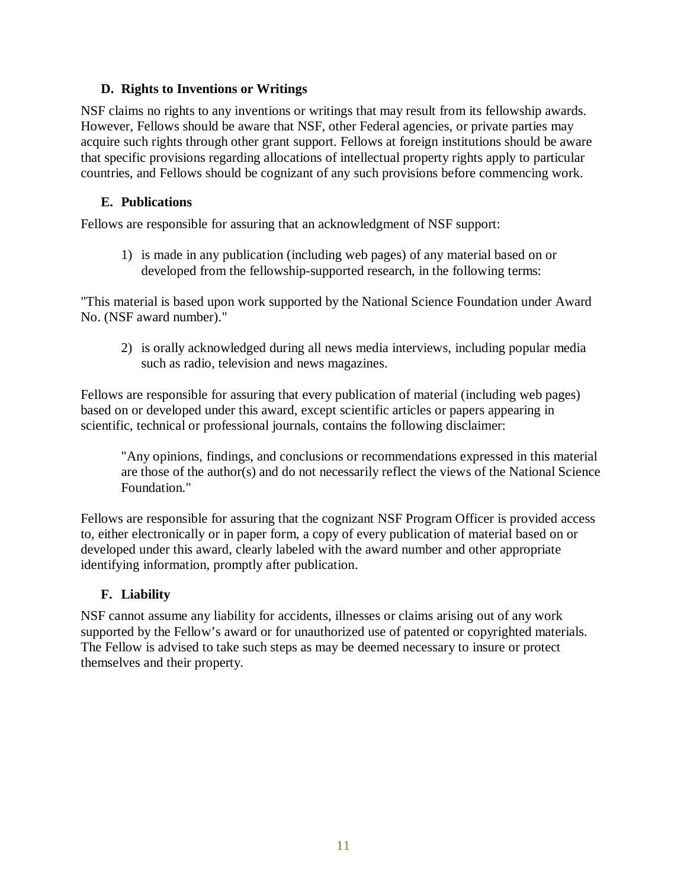### D. Rights to Inventions or Writings

NSF claims no rights to any inventions or writings that may result from its fellowship awards. However, Fellows should be aware that NSF, other Federal agencies, or private parties may acquire such rights through other grant support. Fellows at foreign institutions should be aware that specific provisions regarding allocations of intellectual property rights apply to particular countries, and Fellows should be cognizant of any such provisions before commencing work.

### E. Publications

Fellows are responsible for assuring that an acknowledgment of NSF support:

1) is made in any publication (including web pages) of any material based on or developed from the fellowship-supported research, in the following terms:

"This material is based upon work supported by the National Science Foundation under Award No. (NSF award number)."

2) is orally acknowledged during all news media interviews, including popular media such as radio, television and news magazines.

Fellows are responsible for assuring that every publication of material (including web pages) based on or developed under this award, except scientific articles or papers appearing in scientific, technical or professional journals, contains the following disclaimer:

> "Any opinions, findings, and conclusions or recommendations expressed in this material are those of the author(s) and do not necessarily reflect the views of the National Science Foundation."

Fellows are responsible for assuring that the cognizant NSF Program Officer is provided access to, either electronically or in paper form, a copy of every publication of material based on or developed under this award, clearly labeled with the award number and other appropriate identifying information, promptly after publication.

### F. Liability

NSF cannot assume any liability for accidents, illnesses or claims arising out of any work supported by the Fellow's award or for unauthorized use of patented or copyrighted materials. The Fellow is advised to take such steps as may be deemed necessary to insure or protect themselves and their property.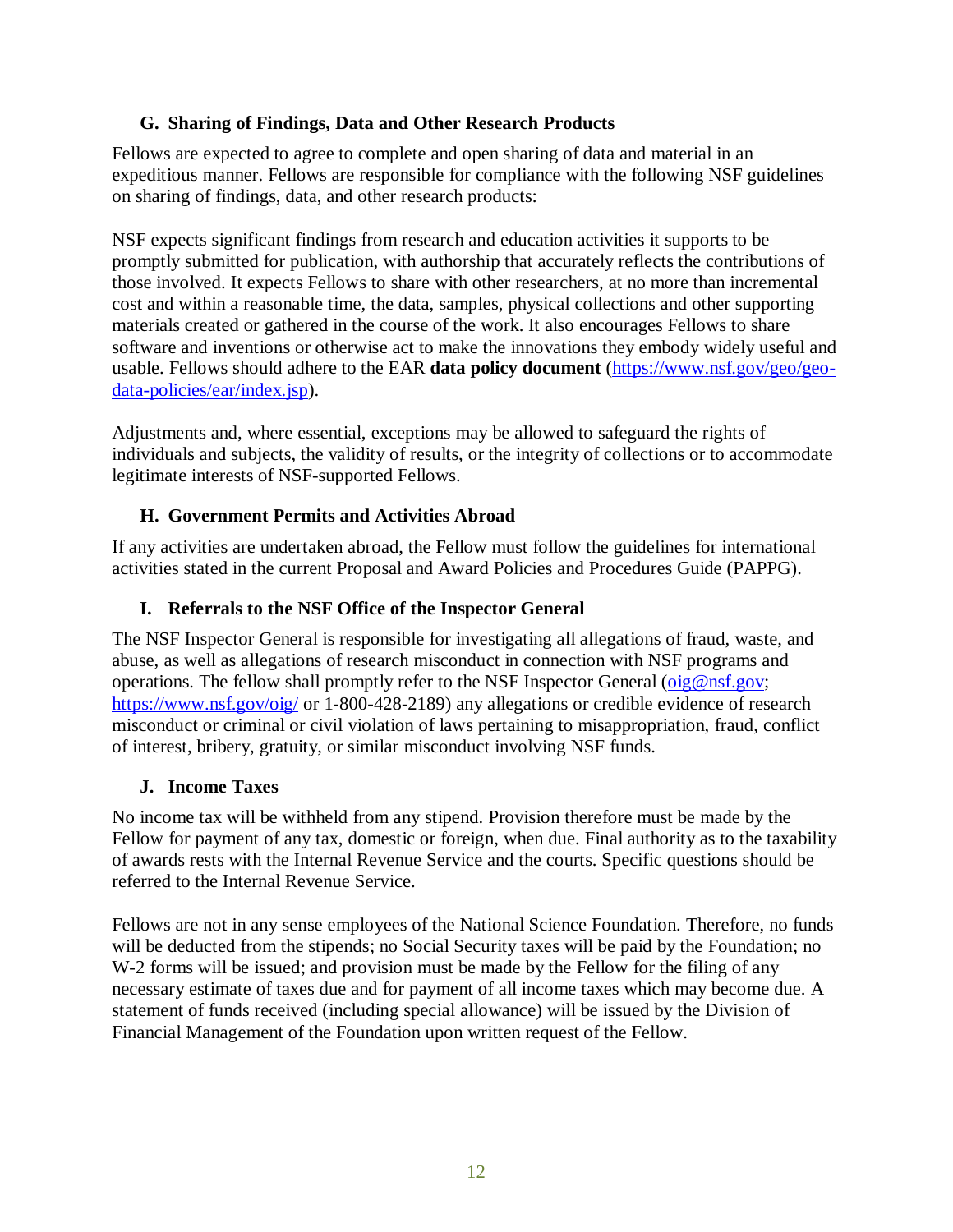### G. Sharing of Findings, Data and Other Research Products

Fellows are expected to agree to complete and open sharing of data and material in an expeditious manner. Fellows are responsible for compliance with the following NSF guidelines on sharing of findings, data, and other research products:

NSF expects significant findings from research and education activities it supports to be promptly submitted for publication, with authorship that accurately reflects the contributions of those involved. It expects Fellows to share with other researchers, at no more than incremental cost and within a reasonable time, the data, samples, physical collections and other supporting materials created or gathered in the course of the work. It also encourages Fellows to share software and inventions or otherwise act to make the innovations they embody widely useful and usable. Fellows should adhere to the EAR **data policy document** ([https://www.nsf.gov/geo/geo-data-policies/ear/index.jsp](https://www.nsf.gov/geo/geo-data-policies/ear/index.jsp)).

Adjustments and, where essential, exceptions may be allowed to safeguard the rights of individuals and subjects, the validity of results, or the integrity of collections or to accommodate legitimate interests of NSF-supported Fellows.

### H. Government Permits and Activities Abroad

If any activities are undertaken abroad, the Fellow must follow the guidelines for international activities stated in the current Proposal and Award Policies and Procedures Guide (PAPPG).

### I. Referrals to the NSF Office of the Inspector General

The NSF Inspector General is responsible for investigating all allegations of fraud, waste, and abuse, as well as allegations of research misconduct in connection with NSF programs and operations. The fellow shall promptly refer to the NSF Inspector General ([oig@nsf.gov](mailto:oig@nsf.gov); [https://www.nsf.gov/oig/](https://www.nsf.gov/oig/) or 1-800-428-2189) any allegations or credible evidence of research misconduct or criminal or civil violation of laws pertaining to misappropriation, fraud, conflict of interest, bribery, gratuity, or similar misconduct involving NSF funds.

### J. Income Taxes

No income tax will be withheld from any stipend. Provision therefore must be made by the Fellow for payment of any tax, domestic or foreign, when due. Final authority as to the taxability of awards rests with the Internal Revenue Service and the courts. Specific questions should be referred to the Internal Revenue Service.

Fellows are not in any sense employees of the National Science Foundation. Therefore, no funds will be deducted from the stipends; no Social Security taxes will be paid by the Foundation; no W-2 forms will be issued; and provision must be made by the Fellow for the filing of any necessary estimate of taxes due and for payment of all income taxes which may become due. A statement of funds received (including special allowance) will be issued by the Division of Financial Management of the Foundation upon written request of the Fellow.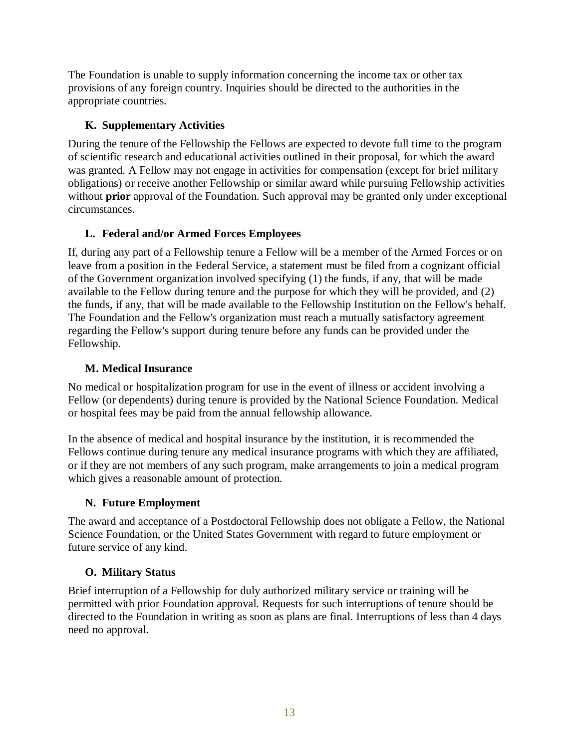The Foundation is unable to supply information concerning the income tax or other tax provisions of any foreign country. Inquiries should be directed to the authorities in the appropriate countries.

### K. Supplementary Activities

During the tenure of the Fellowship the Fellows are expected to devote full time to the program of scientific research and educational activities outlined in their proposal, for which the award was granted. A Fellow may not engage in activities for compensation (except for brief military obligations) or receive another Fellowship or similar award while pursuing Fellowship activities without **prior** approval of the Foundation. Such approval may be granted only under exceptional circumstances.

### L. Federal and/or Armed Forces Employees

If, during any part of a Fellowship tenure a Fellow will be a member of the Armed Forces or on leave from a position in the Federal Service, a statement must be filed from a cognizant official of the Government organization involved specifying (1) the funds, if any, that will be made available to the Fellow during tenure and the purpose for which they will be provided, and (2) the funds, if any, that will be made available to the Fellowship Institution on the Fellow's behalf. The Foundation and the Fellow's organization must reach a mutually satisfactory agreement regarding the Fellow's support during tenure before any funds can be provided under the Fellowship.

### M. Medical Insurance

No medical or hospitalization program for use in the event of illness or accident involving a Fellow (or dependents) during tenure is provided by the National Science Foundation. Medical or hospital fees may be paid from the annual fellowship allowance.

In the absence of medical and hospital insurance by the institution, it is recommended the Fellows continue during tenure any medical insurance programs with which they are affiliated, or if they are not members of any such program, make arrangements to join a medical program which gives a reasonable amount of protection.

### N. Future Employment

The award and acceptance of a Postdoctoral Fellowship does not obligate a Fellow, the National Science Foundation, or the United States Government with regard to future employment or future service of any kind.

### O. Military Status

Brief interruption of a Fellowship for duly authorized military service or training will be permitted with prior Foundation approval. Requests for such interruptions of tenure should be directed to the Foundation in writing as soon as plans are final. Interruptions of less than 4 days need no approval.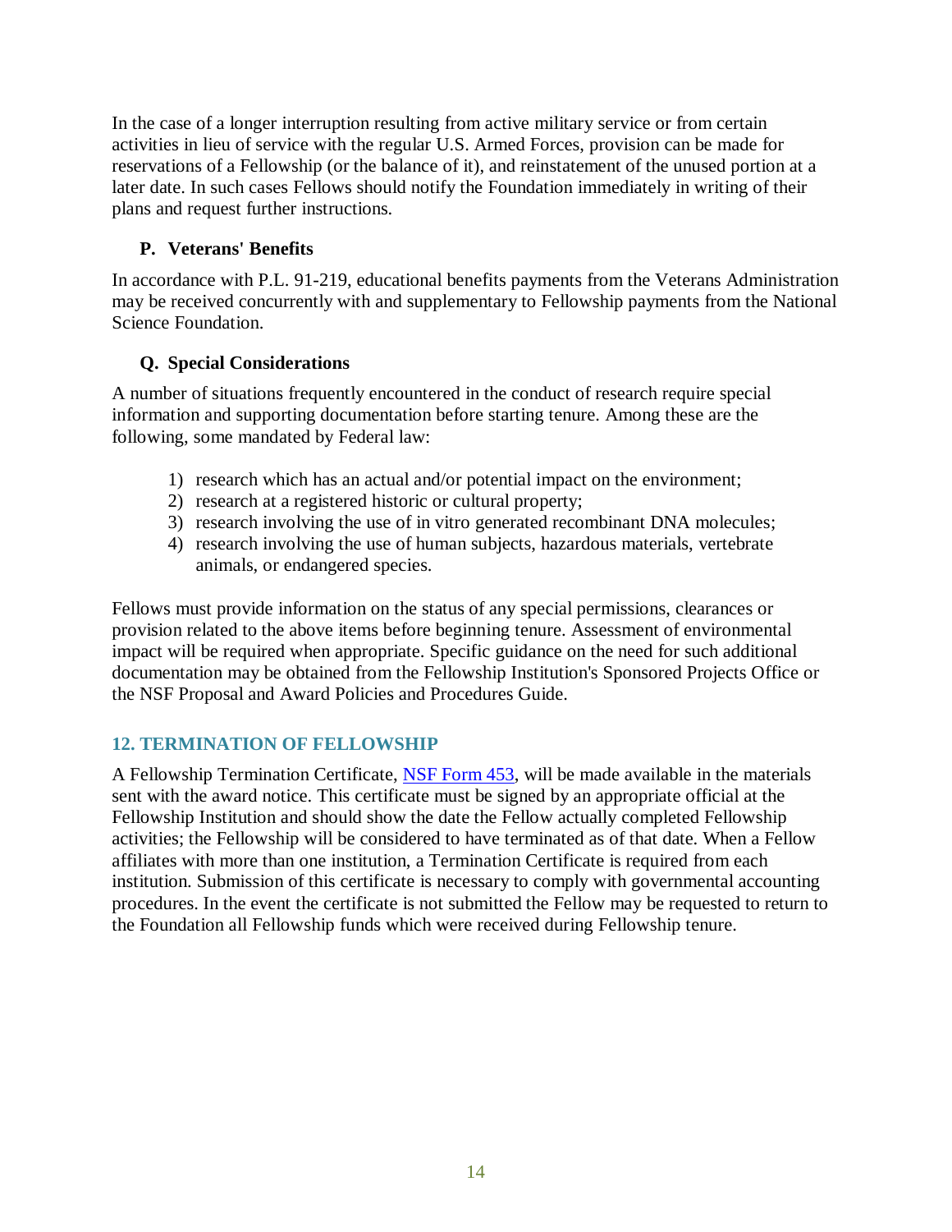In the case of a longer interruption resulting from active military service or from certain activities in lieu of service with the regular U.S. Armed Forces, provision can be made for reservations of a Fellowship (or the balance of it), and reinstatement of the unused portion at a later date. In such cases Fellows should notify the Foundation immediately in writing of their plans and request further instructions.

### P. Veterans' Benefits

In accordance with P.L. 91-219, educational benefits payments from the Veterans Administration may be received concurrently with and supplementary to Fellowship payments from the National Science Foundation.

### Q. Special Considerations

A number of situations frequently encountered in the conduct of research require special information and supporting documentation before starting tenure. Among these are the following, some mandated by Federal law:

1) research which has an actual and/or potential impact on the environment;
2) research at a registered historic or cultural property;
3) research involving the use of in vitro generated recombinant DNA molecules;
4) research involving the use of human subjects, hazardous materials, vertebrate animals, or endangered species.

Fellows must provide information on the status of any special permissions, clearances or provision related to the above items before beginning tenure. Assessment of environmental impact will be required when appropriate. Specific guidance on the need for such additional documentation may be obtained from the Fellowship Institution's Sponsored Projects Office or the NSF Proposal and Award Policies and Procedures Guide.

## 12. TERMINATION OF FELLOWSHIP

A Fellowship Termination Certificate, NSF Form 453, will be made available in the materials sent with the award notice. This certificate must be signed by an appropriate official at the Fellowship Institution and should show the date the Fellow actually completed Fellowship activities; the Fellowship will be considered to have terminated as of that date. When a Fellow affiliates with more than one institution, a Termination Certificate is required from each institution. Submission of this certificate is necessary to comply with governmental accounting procedures. In the event the certificate is not submitted the Fellow may be requested to return to the Foundation all Fellowship funds which were received during Fellowship tenure.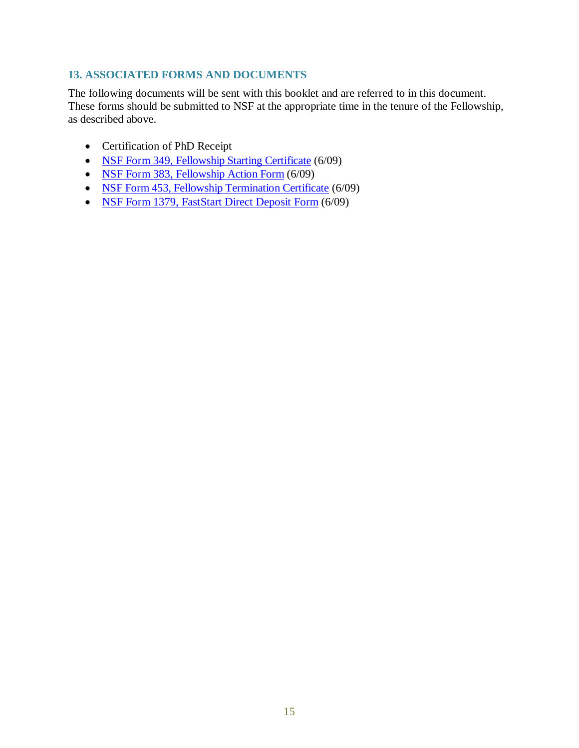## 13. ASSOCIATED FORMS AND DOCUMENTS

The following documents will be sent with this booklet and are referred to in this document. These forms should be submitted to NSF at the appropriate time in the tenure of the Fellowship, as described above.

- Certification of PhD Receipt
- NSF Form 349, Fellowship Starting Certificate (6/09)
- NSF Form 383, Fellowship Action Form (6/09)
- NSF Form 453, Fellowship Termination Certificate (6/09)
- NSF Form 1379, FastStart Direct Deposit Form (6/09)